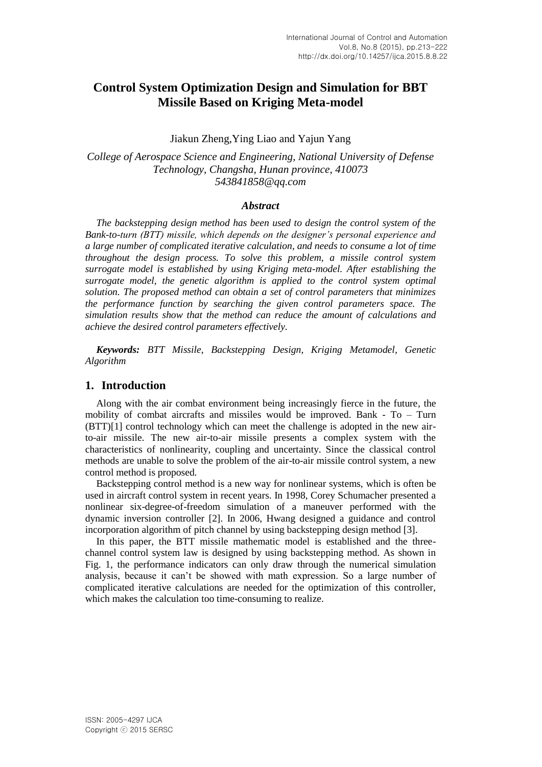# Control System Optimization Design and Simulation for BBT Missile Based on Kriging Meta-model

Jiakun Zheng,Ying Liao and Yajun Yang

*College of Aerospace Science and Engineering, National University of Defense Technology, Changsha, Hunan province, 410073*
*543841858@qq.com*

### *Abstract*

*The backstepping design method has been used to design the control system of the Bank-to-turn (BTT) missile, which depends on the designer's personal experience and a large number of complicated iterative calculation, and needs to consume a lot of time throughout the design process. To solve this problem, a missile control system surrogate model is established by using Kriging meta-model. After establishing the surrogate model, the genetic algorithm is applied to the control system optimal solution. The proposed method can obtain a set of control parameters that minimizes the performance function by searching the given control parameters space. The simulation results show that the method can reduce the amount of calculations and achieve the desired control parameters effectively.*

***Keywords:*** *BTT Missile, Backstepping Design, Kriging Metamodel, Genetic Algorithm*

## 1. Introduction

Along with the air combat environment being increasingly fierce in the future, the mobility of combat aircrafts and missiles would be improved. Bank - To – Turn (BTT)[1] control technology which can meet the challenge is adopted in the new air-to-air missile. The new air-to-air missile presents a complex system with the characteristics of nonlinearity, coupling and uncertainty. Since the classical control methods are unable to solve the problem of the air-to-air missile control system, a new control method is proposed.

Backstepping control method is a new way for nonlinear systems, which is often be used in aircraft control system in recent years. In 1998, Corey Schumacher presented a nonlinear six-degree-of-freedom simulation of a maneuver performed with the dynamic inversion controller [2]. In 2006, Hwang designed a guidance and control incorporation algorithm of pitch channel by using backstepping design method [3].

In this paper, the BTT missile mathematic model is established and the three-channel control system law is designed by using backstepping method. As shown in Fig. 1, the performance indicators can only draw through the numerical simulation analysis, because it can't be showed with math expression. So a large number of complicated iterative calculations are needed for the optimization of this controller, which makes the calculation too time-consuming to realize.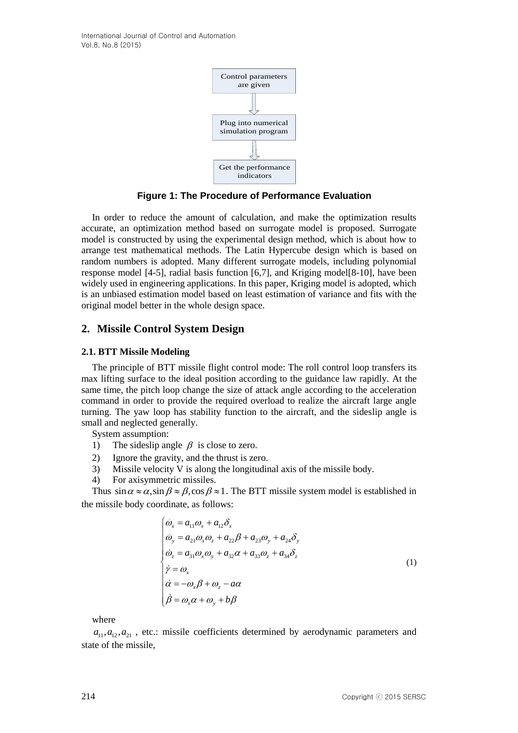Control parameters are given

Plug into numerical simulation program

Get the performance indicators

**Figure 1: The Procedure of Performance Evaluation**

In order to reduce the amount of calculation, and make the optimization results accurate, an optimization method based on surrogate model is proposed. Surrogate model is constructed by using the experimental design method, which is about how to arrange test mathematical methods. The Latin Hypercube design which is based on random numbers is adopted. Many different surrogate models, including polynomial response model [4-5], radial basis function [6,7], and Kriging model[8-10], have been widely used in engineering applications. In this paper, Kriging model is adopted, which is an unbiased estimation model based on least estimation of variance and fits with the original model better in the whole design space.

## 2. Missile Control System Design

### 2.1. BTT Missile Modeling

The principle of BTT missile flight control mode: The roll control loop transfers its max lifting surface to the ideal position according to the guidance law rapidly. At the same time, the pitch loop change the size of attack angle according to the acceleration command in order to provide the required overload to realize the aircraft large angle turning. The yaw loop has stability function to the aircraft, and the sideslip angle is small and neglected generally.

System assumption:

1) The sideslip angle $\beta$ is close to zero.
2) Ignore the gravity, and the thrust is zero.
3) Missile velocity V is along the longitudinal axis of the missile body.
4) For axisymmetric missiles.

Thus $\sin\alpha \approx \alpha, \sin\beta \approx \beta, \cos\beta \approx 1$. The BTT missile system model is established in the missile body coordinate, as follows:

$$\begin{cases} \dot{\omega}_x = a_{11}\omega_x + a_{12}\delta_x \\ \dot{\omega}_y = a_{21}\omega_x\omega_z + a_{22}\beta + a_{23}\omega_y + a_{24}\delta_y \\ \dot{\omega}_z = a_{31}\omega_x\omega_y + a_{32}\alpha + a_{33}\omega_z + a_{34}\delta_z \\ \dot{\gamma} = \omega_x \\ \dot{\alpha} = -\omega_x\beta + \omega_z - a\alpha \\ \dot{\beta} = \omega_x\alpha + \omega_y + b\beta \end{cases} \tag{1}$$

where

$a_{11}, a_{12}, a_{21}$, etc.: missile coefficients determined by aerodynamic parameters and state of the missile,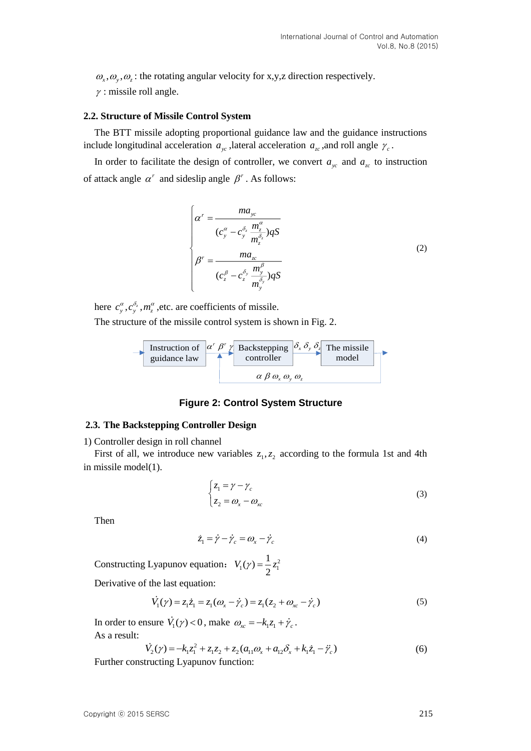$\omega_x, \omega_y, \omega_z$ : the rotating angular velocity for x,y,z direction respectively.

$\gamma$ : missile roll angle.

### 2.2. Structure of Missile Control System

The BTT missile adopting proportional guidance law and the guidance instructions include longitudinal acceleration $a_{yc}$ ,lateral acceleration $a_{zc}$ ,and roll angle $\gamma_c$ .

In order to facilitate the design of controller, we convert $a_{yc}$ and $a_{zc}$ to instruction of attack angle $\alpha^r$ and sideslip angle $\beta^r$ . As follows:

$$\begin{cases} \alpha^r = \dfrac{ma_{yc}}{(c_y^\alpha - c_y^{\delta_z}\dfrac{m_z^\alpha}{m_z^{\delta_z}})qS} \\ \beta^r = \dfrac{ma_{zc}}{(c_z^\beta - c_z^{\delta_y}\dfrac{m_y^\beta}{m_y^{\delta_y}})qS} \end{cases} \tag{2}$$

here $c_y^\alpha, c_y^{\delta_z}, m_z^\alpha$ ,etc. are coefficients of missile.

The structure of the missile control system is shown in Fig. 2.

Instruction of guidance law → $\alpha^r\ \beta^r\ \gamma$ → Backstepping controller → $\delta_x\ \delta_y\ \delta_z$ → The missile model → (feedback: $\alpha\ \beta\ \omega_x\ \omega_y\ \omega_z$)

**Figure 2: Control System Structure**

### 2.3. The Backstepping Controller Design

1) Controller design in roll channel

First of all, we introduce new variables $z_1, z_2$ according to the formula 1st and 4th in missile model(1).

$$\begin{cases} z_1 = \gamma - \gamma_c \\ z_2 = \omega_x - \omega_{xc} \end{cases} \tag{3}$$

Then

$$\dot{z}_1 = \dot{\gamma} - \dot{\gamma}_c = \omega_x - \dot{\gamma}_c \tag{4}$$

Constructing Lyapunov equation： $V_1(\gamma) = \dfrac{1}{2} z_1^2$

Derivative of the last equation:

$$\dot{V}_1(\gamma) = z_1 \dot{z}_1 = z_1(\omega_x - \dot{\gamma}_c) = z_1(z_2 + \omega_{xc} - \dot{\gamma}_c) \tag{5}$$

In order to ensure $\dot{V}_1(\gamma) < 0$ , make $\omega_{xc} = -k_1 z_1 + \dot{\gamma}_c$ .

As a result:

$$\dot{V}_2(\gamma) = -k_1 z_1^2 + z_1 z_2 + z_2(a_{11}\omega_x + a_{12}\delta_x + k_1 \dot{z}_1 - \ddot{\gamma}_c) \tag{6}$$

Further constructing Lyapunov function: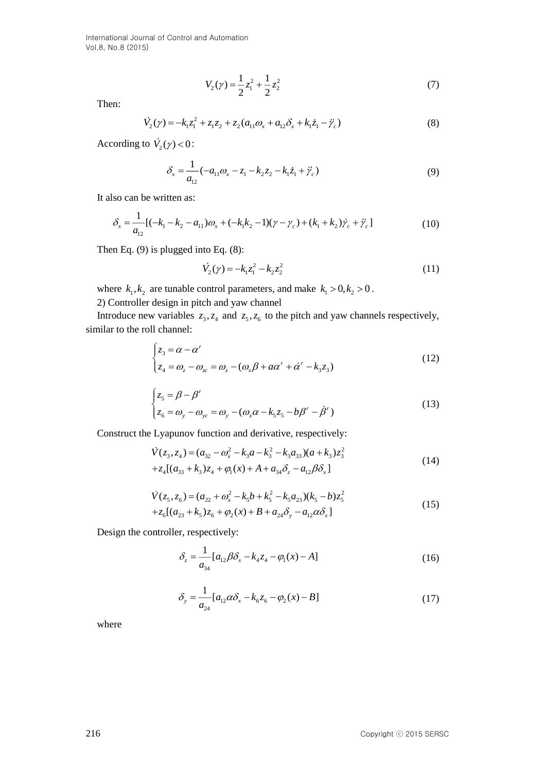$$V_2(\gamma) = \frac{1}{2}z_1^2 + \frac{1}{2}z_2^2 \tag{7}$$

Then:

$$\dot{V}_2(\gamma) = -k_1 z_1^2 + z_1 z_2 + z_2(a_{11}\omega_x + a_{12}\delta_x + k_1\dot{z}_1 - \ddot{\gamma}_c) \tag{8}$$

According to $\dot{V}_2(\gamma) < 0$:

$$\delta_x = \frac{1}{a_{12}}(-a_{11}\omega_x - z_1 - k_2 z_2 - k_1\dot{z}_1 + \ddot{\gamma}_c) \tag{9}$$

It also can be written as:

$$\delta_x = \frac{1}{a_{12}}[(-k_1 - k_2 - a_{11})\omega_x + (-k_1 k_2 - 1)(\gamma - \gamma_c) + (k_1 + k_2)\dot{\gamma}_c + \ddot{\gamma}_c] \tag{10}$$

Then Eq. (9) is plugged into Eq. (8):

$$\dot{V}_2(\gamma) = -k_1 z_1^2 - k_2 z_2^2 \tag{11}$$

where $k_1, k_2$ are tunable control parameters, and make $k_1 > 0, k_2 > 0$.

2) Controller design in pitch and yaw channel

Introduce new variables $z_3, z_4$ and $z_5, z_6$ to the pitch and yaw channels respectively, similar to the roll channel:

$$\begin{cases} z_3 = \alpha - \alpha^r \\ z_4 = \omega_z - \omega_{zc} = \omega_z - (\omega_x\beta + a\alpha^r + \dot{\alpha}^r - k_3 z_3) \end{cases} \tag{12}$$

$$\begin{cases} z_5 = \beta - \beta^r \\ z_6 = \omega_y - \omega_{yc} = \omega_y - (\omega_x\alpha - k_5 z_5 - b\beta^r - \dot{\beta}^r) \end{cases} \tag{13}$$

Construct the Lyapunov function and derivative, respectively:

$$\begin{aligned} \dot{V}(z_3, z_4) &= (a_{32} - \omega_x^2 - k_3 a - k_3^2 - k_3 a_{33})(a + k_3) z_3^2 \\ &+ z_4[(a_{33} + k_3) z_4 + \varphi_1(x) + A + a_{34}\delta_z - a_{12}\beta\delta_x] \end{aligned} \tag{14}$$

$$\begin{aligned} \dot{V}(z_5, z_6) &= (a_{22} + \omega_x^2 - k_5 b + k_5^2 - k_5 a_{23})(k_5 - b) z_5^2 \\ &+ z_6[(a_{23} + k_5) z_6 + \varphi_2(x) + B + a_{24}\delta_y - a_{12}\alpha\delta_x] \end{aligned} \tag{15}$$

Design the controller, respectively:

$$\delta_z = \frac{1}{a_{34}}[a_{12}\beta\delta_x - k_4 z_4 - \varphi_1(x) - A] \tag{16}$$

$$\delta_y = \frac{1}{a_{24}}[a_{12}\alpha\delta_x - k_6 z_6 - \varphi_2(x) - B] \tag{17}$$

where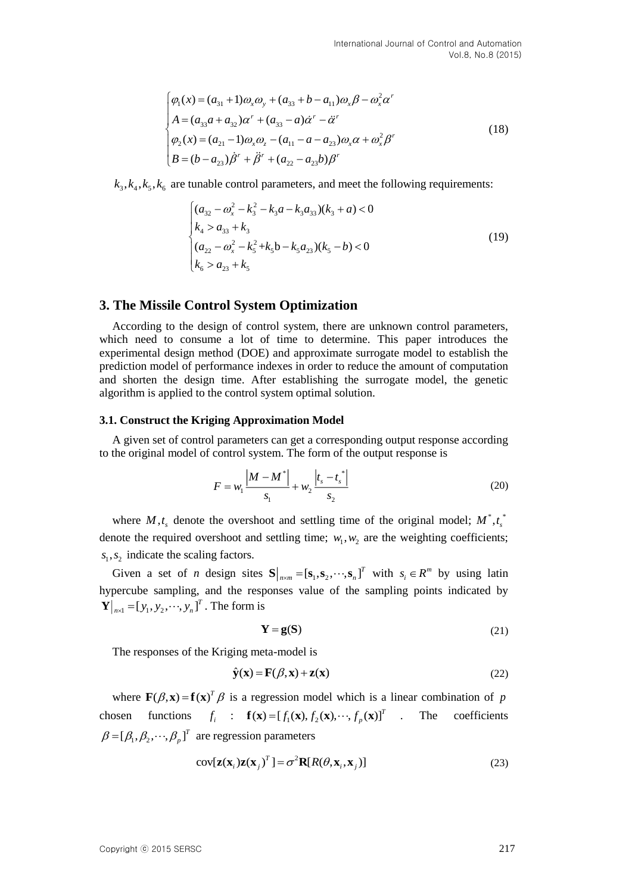$$\begin{cases} \varphi_1(x) = (a_{31}+1)\omega_x\omega_y + (a_{33}+b-a_{11})\omega_x\beta - \omega_x^2\alpha^r \\ A = (a_{33}a + a_{32})\alpha^r + (a_{33}-a)\dot{\alpha}^r - \ddot{\alpha}^r \\ \varphi_2(x) = (a_{21}-1)\omega_x\omega_z - (a_{11}-a-a_{23})\omega_x\alpha + \omega_x^2\beta^r \\ B = (b-a_{23})\dot{\beta}^r + \ddot{\beta}^r + (a_{22}-a_{23}b)\beta^r \end{cases} \tag{18}$$

$k_3, k_4, k_5, k_6$ are tunable control parameters, and meet the following requirements:

$$\begin{cases} (a_{32} - \omega_x^2 - k_3^2 - k_3 a - k_3 a_{33})(k_3 + a) < 0 \\ k_4 > a_{33} + k_3 \\ (a_{22} - \omega_x^2 - k_5^2 + k_5 \mathrm{b} - k_5 a_{23})(k_5 - b) < 0 \\ k_6 > a_{23} + k_5 \end{cases} \tag{19}$$

## 3. The Missile Control System Optimization

According to the design of control system, there are unknown control parameters, which need to consume a lot of time to determine. This paper introduces the experimental design method (DOE) and approximate surrogate model to establish the prediction model of performance indexes in order to reduce the amount of computation and shorten the design time. After establishing the surrogate model, the genetic algorithm is applied to the control system optimal solution.

### 3.1. Construct the Kriging Approximation Model

A given set of control parameters can get a corresponding output response according to the original model of control system. The form of the output response is

$$F = w_1 \frac{\left|M - M^*\right|}{s_1} + w_2 \frac{\left|t_s - t_s^{\ *}\right|}{s_2} \tag{20}$$

where $M, t_s$ denote the overshoot and settling time of the original model; $M^*, t_s^{\ *}$ denote the required overshoot and settling time; $w_1, w_2$ are the weighting coefficients; $s_1, s_2$ indicate the scaling factors.

Given a set of *n* design sites $\mathbf{S}\big|_{n\times m} = [\mathbf{s}_1, \mathbf{s}_2, \cdots, \mathbf{s}_n]^T$ with $s_i \in R^m$ by using latin hypercube sampling, and the responses value of the sampling points indicated by $\mathbf{Y}\big|_{n\times 1} = [y_1, y_2, \cdots, y_n]^T$. The form is

$$\mathbf{Y} = \mathbf{g}(\mathbf{S}) \tag{21}$$

The responses of the Kriging meta-model is

$$\hat{\mathbf{y}}(\mathbf{x}) = \mathbf{F}(\beta, \mathbf{x}) + \mathbf{z}(\mathbf{x}) \tag{22}$$

where $\mathbf{F}(\beta, \mathbf{x}) = \mathbf{f}(\mathbf{x})^T \beta$ is a regression model which is a linear combination of $p$ chosen functions $f_i$ : $\mathbf{f}(\mathbf{x}) = [f_1(\mathbf{x}), f_2(\mathbf{x}), \cdots, f_p(\mathbf{x})]^T$ . The coefficients $\beta = [\beta_1, \beta_2, \cdots, \beta_p]^T$ are regression parameters

$$\mathrm{cov}[\mathbf{z}(\mathbf{x}_i)\mathbf{z}(\mathbf{x}_j)^T] = \sigma^2 \mathbf{R}[R(\theta, \mathbf{x}_i, \mathbf{x}_j)] \tag{23}$$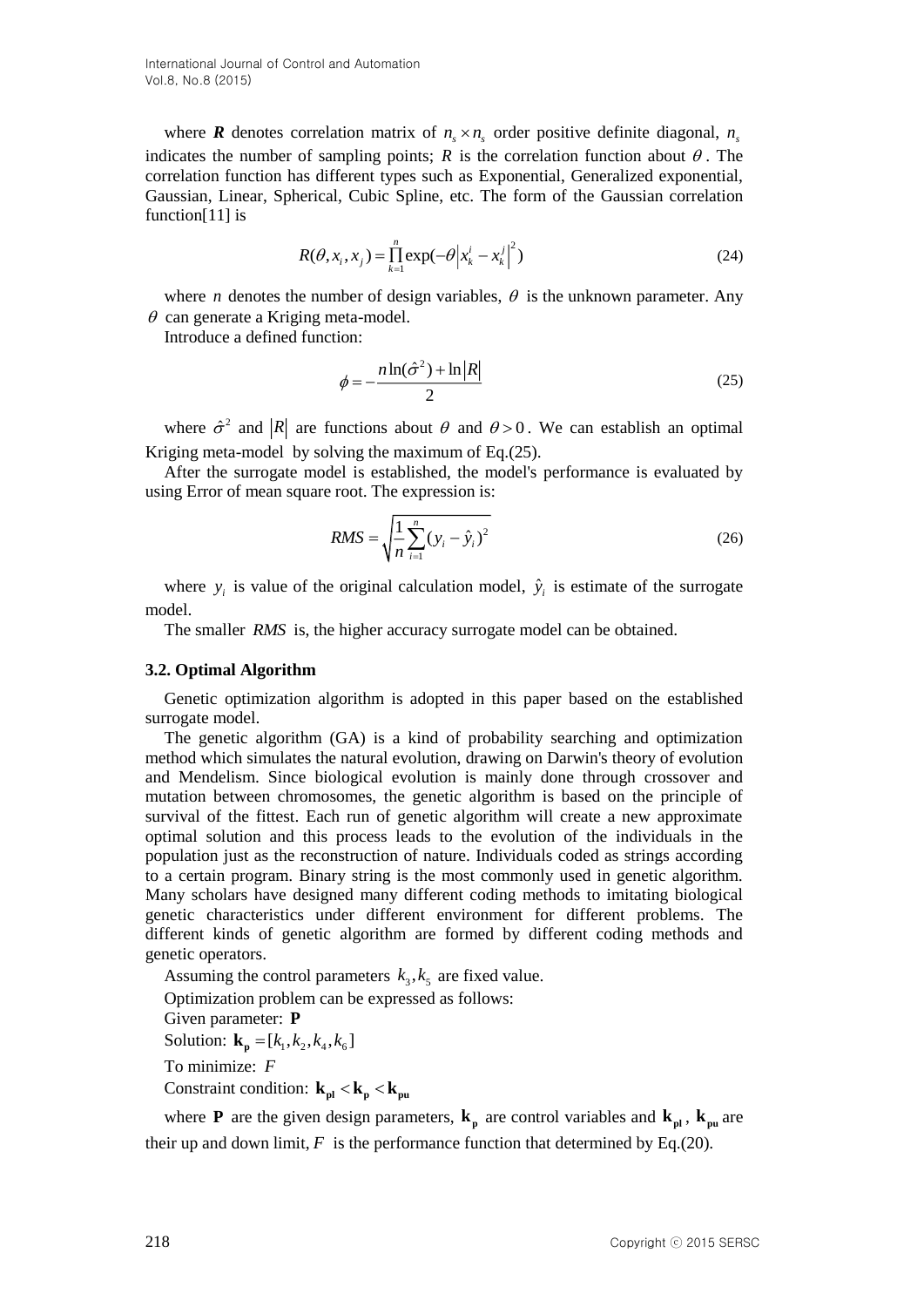where $\boldsymbol{R}$ denotes correlation matrix of $n_s \times n_s$ order positive definite diagonal, $n_s$ indicates the number of sampling points; $R$ is the correlation function about $\theta$. The correlation function has different types such as Exponential, Generalized exponential, Gaussian, Linear, Spherical, Cubic Spline, etc. The form of the Gaussian correlation function[11] is

$$R(\theta, x_i, x_j) = \prod_{k=1}^{n} \exp(-\theta \left| x_k^i - x_k^j \right|^2) \tag{24}$$

where $n$ denotes the number of design variables, $\theta$ is the unknown parameter. Any $\theta$ can generate a Kriging meta-model.

Introduce a defined function:

$$\phi = -\frac{n \ln(\hat{\sigma}^2) + \ln|R|}{2} \tag{25}$$

where $\hat{\sigma}^2$ and $|R|$ are functions about $\theta$ and $\theta > 0$. We can establish an optimal Kriging meta-model by solving the maximum of Eq.(25).

After the surrogate model is established, the model's performance is evaluated by using Error of mean square root. The expression is:

$$RMS = \sqrt{\frac{1}{n} \sum_{i=1}^{n} (y_i - \hat{y}_i)^2} \tag{26}$$

where $y_i$ is value of the original calculation model, $\hat{y}_i$ is estimate of the surrogate model.

The smaller $RMS$ is, the higher accuracy surrogate model can be obtained.

### 3.2. Optimal Algorithm

Genetic optimization algorithm is adopted in this paper based on the established surrogate model.

The genetic algorithm (GA) is a kind of probability searching and optimization method which simulates the natural evolution, drawing on Darwin's theory of evolution and Mendelism. Since biological evolution is mainly done through crossover and mutation between chromosomes, the genetic algorithm is based on the principle of survival of the fittest. Each run of genetic algorithm will create a new approximate optimal solution and this process leads to the evolution of the individuals in the population just as the reconstruction of nature. Individuals coded as strings according to a certain program. Binary string is the most commonly used in genetic algorithm. Many scholars have designed many different coding methods to imitating biological genetic characteristics under different environment for different problems. The different kinds of genetic algorithm are formed by different coding methods and genetic operators.

Assuming the control parameters $k_3, k_5$ are fixed value.

Optimization problem can be expressed as follows:

Given parameter: $\mathbf{P}$

Solution: $\mathbf{k_p} = [k_1, k_2, k_4, k_6]$

To minimize: $F$

Constraint condition: $\mathbf{k_{pl}} < \mathbf{k_p} < \mathbf{k_{pu}}$

where $\mathbf{P}$ are the given design parameters, $\mathbf{k_p}$ are control variables and $\mathbf{k_{pl}}$, $\mathbf{k_{pu}}$ are their up and down limit, $F$ is the performance function that determined by Eq.(20).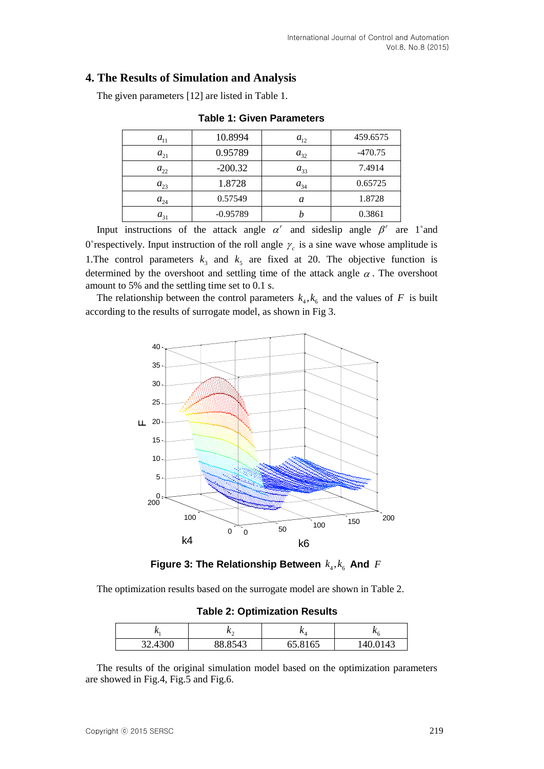## 4. The Results of Simulation and Analysis

The given parameters [12] are listed in Table 1.

**Table 1: Given Parameters**

| | | | |
|---|---|---|---|
| $a_{11}$ | 10.8994 | $a_{12}$ | 459.6575 |
| $a_{21}$ | 0.95789 | $a_{32}$ | -470.75 |
| $a_{22}$ | -200.32 | $a_{33}$ | 7.4914 |
| $a_{23}$ | 1.8728 | $a_{34}$ | 0.65725 |
| $a_{24}$ | 0.57549 | $a$ | 1.8728 |
| $a_{31}$ | -0.95789 | $b$ | 0.3861 |

Input instructions of the attack angle $\alpha^r$ and sideslip angle $\beta^r$ are 1˚and 0˚respectively. Input instruction of the roll angle $\gamma_c$ is a sine wave whose amplitude is 1.The control parameters $k_3$ and $k_5$ are fixed at 20. The objective function is determined by the overshoot and settling time of the attack angle $\alpha$. The overshoot amount to 5% and the settling time set to 0.1 s.

The relationship between the control parameters $k_4, k_6$ and the values of $F$ is built according to the results of surrogate model, as shown in Fig 3.

**Figure 3: The Relationship Between $k_4, k_6$ And $F$**

The optimization results based on the surrogate model are shown in Table 2.

**Table 2: Optimization Results**

| $k_1$ | $k_2$ | $k_4$ | $k_6$ |
|---|---|---|---|
| 32.4300 | 88.8543 | 65.8165 | 140.0143 |

The results of the original simulation model based on the optimization parameters are showed in Fig.4, Fig.5 and Fig.6.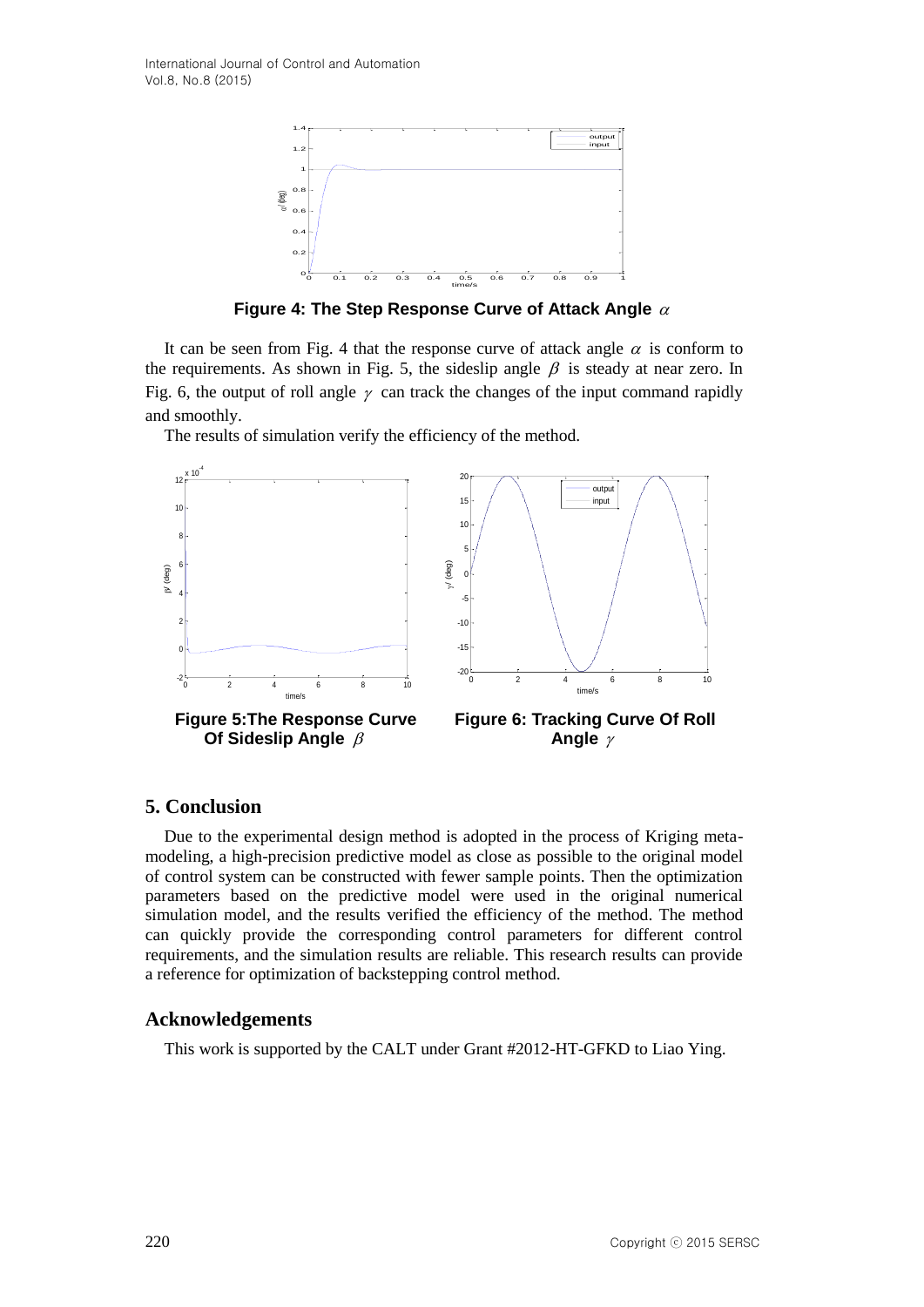**Figure 4: The Step Response Curve of Attack Angle $\alpha$**

It can be seen from Fig. 4 that the response curve of attack angle $\alpha$ is conform to the requirements. As shown in Fig. 5, the sideslip angle $\beta$ is steady at near zero. In Fig. 6, the output of roll angle $\gamma$ can track the changes of the input command rapidly and smoothly.

The results of simulation verify the efficiency of the method.

**Figure 5:The Response Curve Of Sideslip Angle $\beta$**

**Figure 6: Tracking Curve Of Roll Angle $\gamma$**

## 5. Conclusion

Due to the experimental design method is adopted in the process of Kriging meta-modeling, a high-precision predictive model as close as possible to the original model of control system can be constructed with fewer sample points. Then the optimization parameters based on the predictive model were used in the original numerical simulation model, and the results verified the efficiency of the method. The method can quickly provide the corresponding control parameters for different control requirements, and the simulation results are reliable. This research results can provide a reference for optimization of backstepping control method.

## Acknowledgements

This work is supported by the CALT under Grant #2012-HT-GFKD to Liao Ying.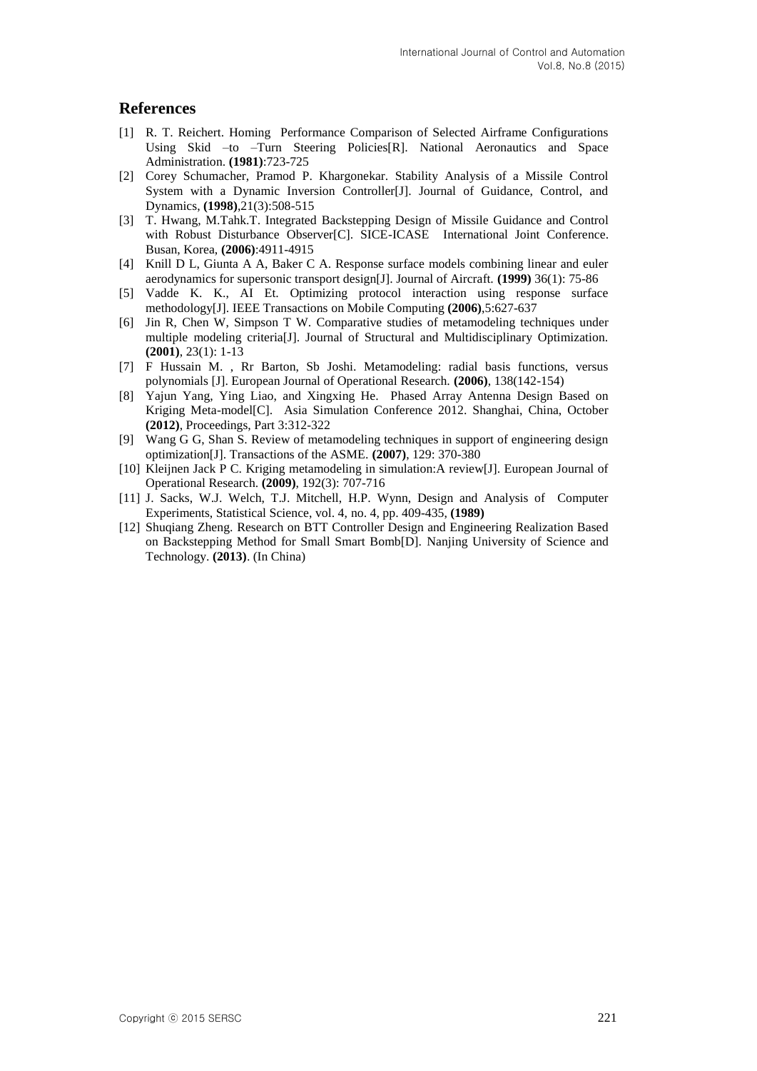## References

[1] R. T. Reichert. Homing Performance Comparison of Selected Airframe Configurations Using Skid –to –Turn Steering Policies[R]. National Aeronautics and Space Administration. **(1981)**:723-725

[2] Corey Schumacher, Pramod P. Khargonekar. Stability Analysis of a Missile Control System with a Dynamic Inversion Controller[J]. Journal of Guidance, Control, and Dynamics, **(1998)**,21(3):508-515

[3] T. Hwang, M.Tahk.T. Integrated Backstepping Design of Missile Guidance and Control with Robust Disturbance Observer[C]. SICE-ICASE International Joint Conference. Busan, Korea, **(2006)**:4911-4915

[4] Knill D L, Giunta A A, Baker C A. Response surface models combining linear and euler aerodynamics for supersonic transport design[J]. Journal of Aircraft. **(1999)** 36(1): 75-86

[5] Vadde K. K., AI Et. Optimizing protocol interaction using response surface methodology[J]. IEEE Transactions on Mobile Computing **(2006)**,5:627-637

[6] Jin R, Chen W, Simpson T W. Comparative studies of metamodeling techniques under multiple modeling criteria[J]. Journal of Structural and Multidisciplinary Optimization. **(2001)**, 23(1): 1-13

[7] F Hussain M. , Rr Barton, Sb Joshi. Metamodeling: radial basis functions, versus polynomials [J]. European Journal of Operational Research. **(2006)**, 138(142-154)

[8] Yajun Yang, Ying Liao, and Xingxing He. Phased Array Antenna Design Based on Kriging Meta-model[C]. Asia Simulation Conference 2012. Shanghai, China, October **(2012)**, Proceedings, Part 3:312-322

[9] Wang G G, Shan S. Review of metamodeling techniques in support of engineering design optimization[J]. Transactions of the ASME. **(2007)**, 129: 370-380

[10] Kleijnen Jack P C. Kriging metamodeling in simulation:A review[J]. European Journal of Operational Research. **(2009)**, 192(3): 707-716

[11] J. Sacks, W.J. Welch, T.J. Mitchell, H.P. Wynn, Design and Analysis of Computer Experiments, Statistical Science, vol. 4, no. 4, pp. 409-435, **(1989)**

[12] Shuqiang Zheng. Research on BTT Controller Design and Engineering Realization Based on Backstepping Method for Small Smart Bomb[D]. Nanjing University of Science and Technology. **(2013)**. (In China)